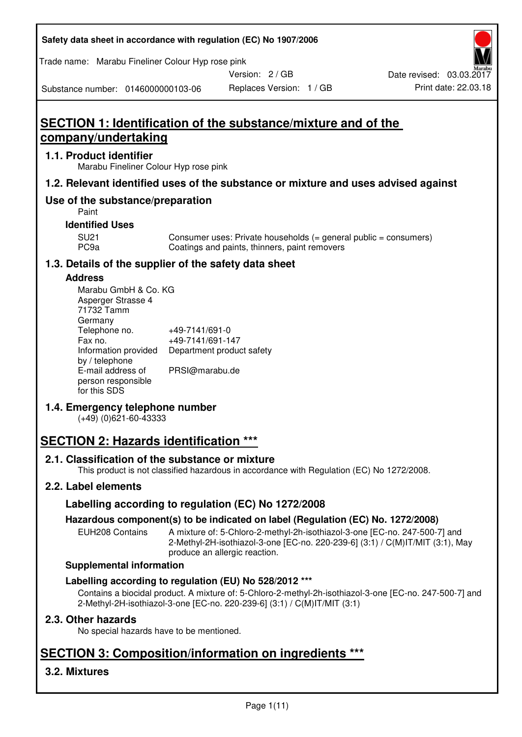Safety data sheet in accordance with regulation (EC) No 1907/2006

Trade name: Marabu Fineliner Colour Hyp rose pink

Version: 2 / GB

Date revised: 03.03.2017

Substance number: 0146000000103-06

Replaces Version: 1 / GB

Print date: 22.03.18

# SECTION 1: Identification of the substance/mixture and of the company/undertaking

## 1.1. Product identifier

Marabu Fineliner Colour Hyp rose pink

## 1.2. Relevant identified uses of the substance or mixture and uses advised against

## Use of the substance/preparation

Paint

### Identified Uses

| | |
|---|---|
| SU21 | Consumer uses: Private households (= general public = consumers) |
| PC9a | Coatings and paints, thinners, paint removers |

## 1.3. Details of the supplier of the safety data sheet

### Address

Marabu GmbH & Co. KG
Asperger Strasse 4
71732 Tamm
Germany

| | |
|---|---|
| Telephone no. | +49-7141/691-0 |
| Fax no. | +49-7141/691-147 |
| Information provided by / telephone | Department product safety |
| E-mail address of person responsible for this SDS | PRSI@marabu.de |

## 1.4. Emergency telephone number

(+49) (0)621-60-43333

# SECTION 2: Hazards identification ***

## 2.1. Classification of the substance or mixture

This product is not classified hazardous in accordance with Regulation (EC) No 1272/2008.

## 2.2. Label elements

### Labelling according to regulation (EC) No 1272/2008

### Hazardous component(s) to be indicated on label (Regulation (EC) No. 1272/2008)

EUH208 Contains A mixture of: 5-Chloro-2-methyl-2h-isothiazol-3-one [EC-no. 247-500-7] and 2-Methyl-2H-isothiazol-3-one [EC-no. 220-239-6] (3:1) / C(M)IT/MIT (3:1), May produce an allergic reaction.

### Supplemental information

### Labelling according to regulation (EU) No 528/2012 ***

Contains a biocidal product. A mixture of: 5-Chloro-2-methyl-2h-isothiazol-3-one [EC-no. 247-500-7] and 2-Methyl-2H-isothiazol-3-one [EC-no. 220-239-6] (3:1) / C(M)IT/MIT (3:1)

## 2.3. Other hazards

No special hazards have to be mentioned.

# SECTION 3: Composition/information on ingredients ***

## 3.2. Mixtures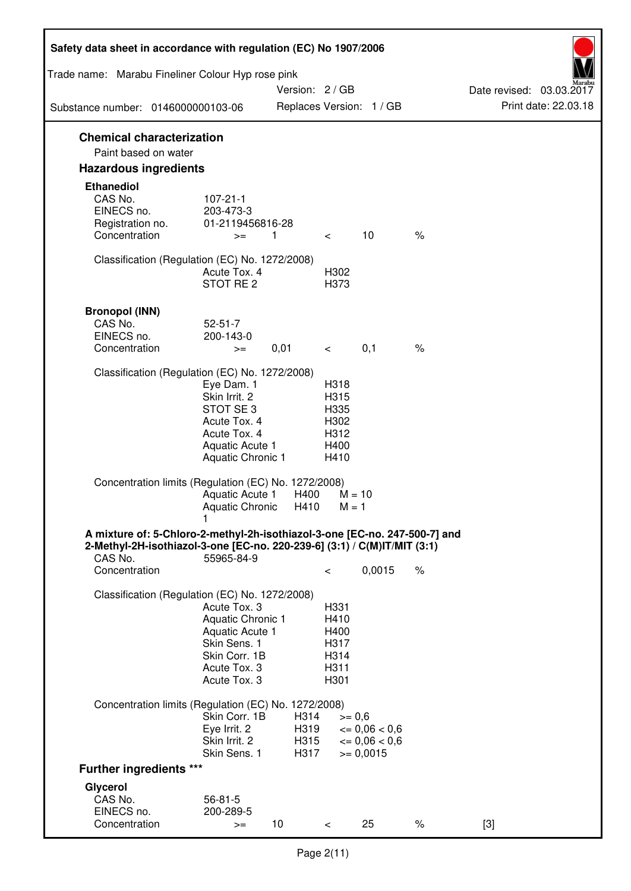## Chemical characterization

Paint based on water

## Hazardous ingredients

### Ethanediol

| | | | | | |
|---|---|---|---|---|---|
| CAS No. | 107-21-1 | | | | |
| EINECS no. | 203-473-3 | | | | |
| Registration no. | 01-2119456816-28 | | | | |
| Concentration | >= | 1 | < | 10 | % |

Classification (Regulation (EC) No. 1272/2008)

| | |
|---|---|
| Acute Tox. 4 | H302 |
| STOT RE 2 | H373 |

### Bronopol (INN)

| | | | | | |
|---|---|---|---|---|---|
| CAS No. | 52-51-7 | | | | |
| EINECS no. | 200-143-0 | | | | |
| Concentration | >= | 0,01 | < | 0,1 | % |

Classification (Regulation (EC) No. 1272/2008)

| | |
|---|---|
| Eye Dam. 1 | H318 |
| Skin Irrit. 2 | H315 |
| STOT SE 3 | H335 |
| Acute Tox. 4 | H302 |
| Acute Tox. 4 | H312 |
| Aquatic Acute 1 | H400 |
| Aquatic Chronic 1 | H410 |

Concentration limits (Regulation (EC) No. 1272/2008)

| | | |
|---|---|---|
| Aquatic Acute 1 | H400 | M = 10 |
| Aquatic Chronic 1 | H410 | M = 1 |

### A mixture of: 5-Chloro-2-methyl-2h-isothiazol-3-one [EC-no. 247-500-7] and 2-Methyl-2H-isothiazol-3-one [EC-no. 220-239-6] (3:1) / C(M)IT/MIT (3:1)

| | | | |
|---|---|---|---|
| CAS No. | 55965-84-9 | | |
| Concentration | < | 0,0015 | % |

Classification (Regulation (EC) No. 1272/2008)

| | |
|---|---|
| Acute Tox. 3 | H331 |
| Aquatic Chronic 1 | H410 |
| Aquatic Acute 1 | H400 |
| Skin Sens. 1 | H317 |
| Skin Corr. 1B | H314 |
| Acute Tox. 3 | H311 |
| Acute Tox. 3 | H301 |

Concentration limits (Regulation (EC) No. 1272/2008)

| | | |
|---|---|---|
| Skin Corr. 1B | H314 | >= 0,6 |
| Eye Irrit. 2 | H319 | <= 0,06 < 0,6 |
| Skin Irrit. 2 | H315 | <= 0,06 < 0,6 |
| Skin Sens. 1 | H317 | >= 0,0015 |

## Further ingredients ***

### Glycerol

| | | | | | | |
|---|---|---|---|---|---|---|
| CAS No. | 56-81-5 | | | | | |
| EINECS no. | 200-289-5 | | | | | |
| Concentration | >= | 10 | < | 25 | % | [3] |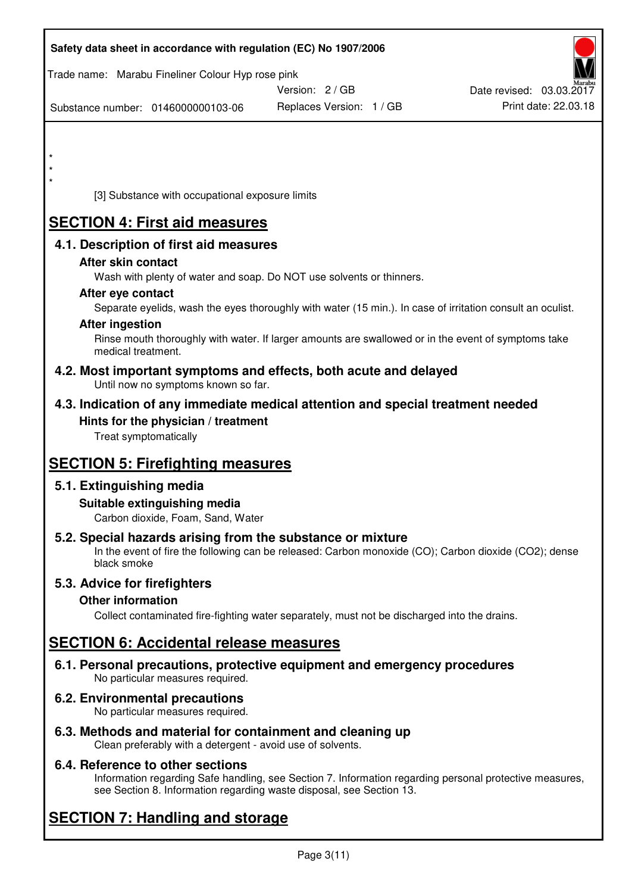\*
\*
\*

[3] Substance with occupational exposure limits

# SECTION 4: First aid measures

## 4.1. Description of first aid measures

### After skin contact

Wash with plenty of water and soap. Do NOT use solvents or thinners.

### After eye contact

Separate eyelids, wash the eyes thoroughly with water (15 min.). In case of irritation consult an oculist.

### After ingestion

Rinse mouth thoroughly with water. If larger amounts are swallowed or in the event of symptoms take medical treatment.

## 4.2. Most important symptoms and effects, both acute and delayed

Until now no symptoms known so far.

## 4.3. Indication of any immediate medical attention and special treatment needed

### Hints for the physician / treatment

Treat symptomatically

# SECTION 5: Firefighting measures

## 5.1. Extinguishing media

### Suitable extinguishing media

Carbon dioxide, Foam, Sand, Water

## 5.2. Special hazards arising from the substance or mixture

In the event of fire the following can be released: Carbon monoxide (CO); Carbon dioxide ($CO_2$); dense black smoke

## 5.3. Advice for firefighters

### Other information

Collect contaminated fire-fighting water separately, must not be discharged into the drains.

# SECTION 6: Accidental release measures

## 6.1. Personal precautions, protective equipment and emergency procedures

No particular measures required.

## 6.2. Environmental precautions

No particular measures required.

## 6.3. Methods and material for containment and cleaning up

Clean preferably with a detergent - avoid use of solvents.

## 6.4. Reference to other sections

Information regarding Safe handling, see Section 7. Information regarding personal protective measures, see Section 8. Information regarding waste disposal, see Section 13.

# SECTION 7: Handling and storage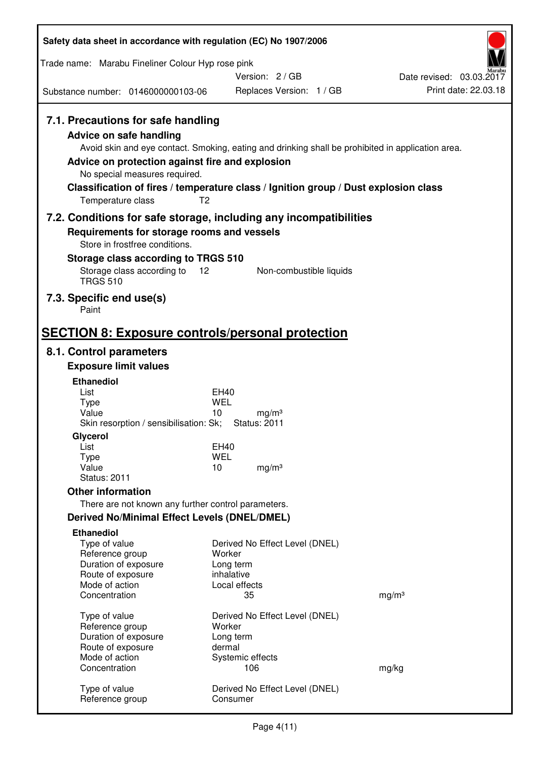### 7.1. Precautions for safe handling

**Advice on safe handling**

Avoid skin and eye contact. Smoking, eating and drinking shall be prohibited in application area.

**Advice on protection against fire and explosion**

No special measures required.

**Classification of fires / temperature class / Ignition group / Dust explosion class**

Temperature class T2

### 7.2. Conditions for safe storage, including any incompatibilities

**Requirements for storage rooms and vessels**

Store in frostfree conditions.

**Storage class according to TRGS 510**

| | | |
|---|---|---|
| Storage class according to TRGS 510 | 12 | Non-combustible liquids |

### 7.3. Specific end use(s)

Paint

## SECTION 8: Exposure controls/personal protection

### 8.1. Control parameters

**Exposure limit values**

**Ethanediol**

| | | |
|---|---|---|
| List | EH40 | |
| Type | WEL | |
| Value | 10 | mg/m³ |

Skin resorption / sensibilisation: Sk; Status: 2011

**Glycerol**

| | | |
|---|---|---|
| List | EH40 | |
| Type | WEL | |
| Value | 10 | mg/m³ |

Status: 2011

**Other information**

There are not known any further control parameters.

**Derived No/Minimal Effect Levels (DNEL/DMEL)**

**Ethanediol**

| | | |
|---|---|---|
| Type of value | Derived No Effect Level (DNEL) | |
| Reference group | Worker | |
| Duration of exposure | Long term | |
| Route of exposure | inhalative | |
| Mode of action | Local effects | |
| Concentration | 35 | mg/m³ |

| | | |
|---|---|---|
| Type of value | Derived No Effect Level (DNEL) | |
| Reference group | Worker | |
| Duration of exposure | Long term | |
| Route of exposure | dermal | |
| Mode of action | Systemic effects | |
| Concentration | 106 | mg/kg |

| | |
|---|---|
| Type of value | Derived No Effect Level (DNEL) |
| Reference group | Consumer |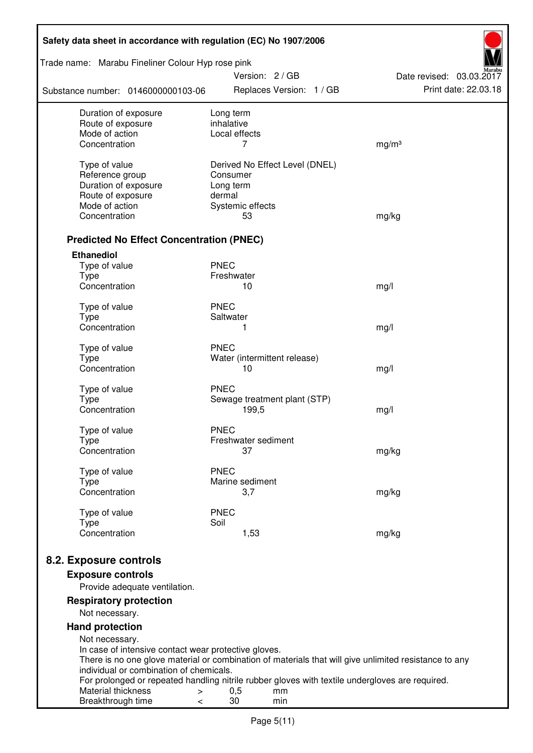| | | |
|---|---|---|
| Duration of exposure | Long term | |
| Route of exposure | inhalative | |
| Mode of action | Local effects | |
| Concentration | 7 | mg/m³ |
| | | |
| Type of value | Derived No Effect Level (DNEL) | |
| Reference group | Consumer | |
| Duration of exposure | Long term | |
| Route of exposure | dermal | |
| Mode of action | Systemic effects | |
| Concentration | 53 | mg/kg |

### Predicted No Effect Concentration (PNEC)

**Ethanediol**

| | | |
|---|---|---|
| Type of value | PNEC | |
| Type | Freshwater | |
| Concentration | 10 | mg/l |
| | | |
| Type of value | PNEC | |
| Type | Saltwater | |
| Concentration | 1 | mg/l |
| | | |
| Type of value | PNEC | |
| Type | Water (intermittent release) | |
| Concentration | 10 | mg/l |
| | | |
| Type of value | PNEC | |
| Type | Sewage treatment plant (STP) | |
| Concentration | 199,5 | mg/l |
| | | |
| Type of value | PNEC | |
| Type | Freshwater sediment | |
| Concentration | 37 | mg/kg |
| | | |
| Type of value | PNEC | |
| Type | Marine sediment | |
| Concentration | 3,7 | mg/kg |
| | | |
| Type of value | PNEC | |
| Type | Soil | |
| Concentration | 1,53 | mg/kg |

## 8.2. Exposure controls

### Exposure controls

Provide adequate ventilation.

### Respiratory protection

Not necessary.

### Hand protection

Not necessary.
In case of intensive contact wear protective gloves.
There is no one glove material or combination of materials that will give unlimited resistance to any individual or combination of chemicals.
For prolonged or repeated handling nitrile rubber gloves with textile undergloves are required.

| | | | |
|---|---|---|---|
| Material thickness | > | 0,5 | mm |
| Breakthrough time | < | 30 | min |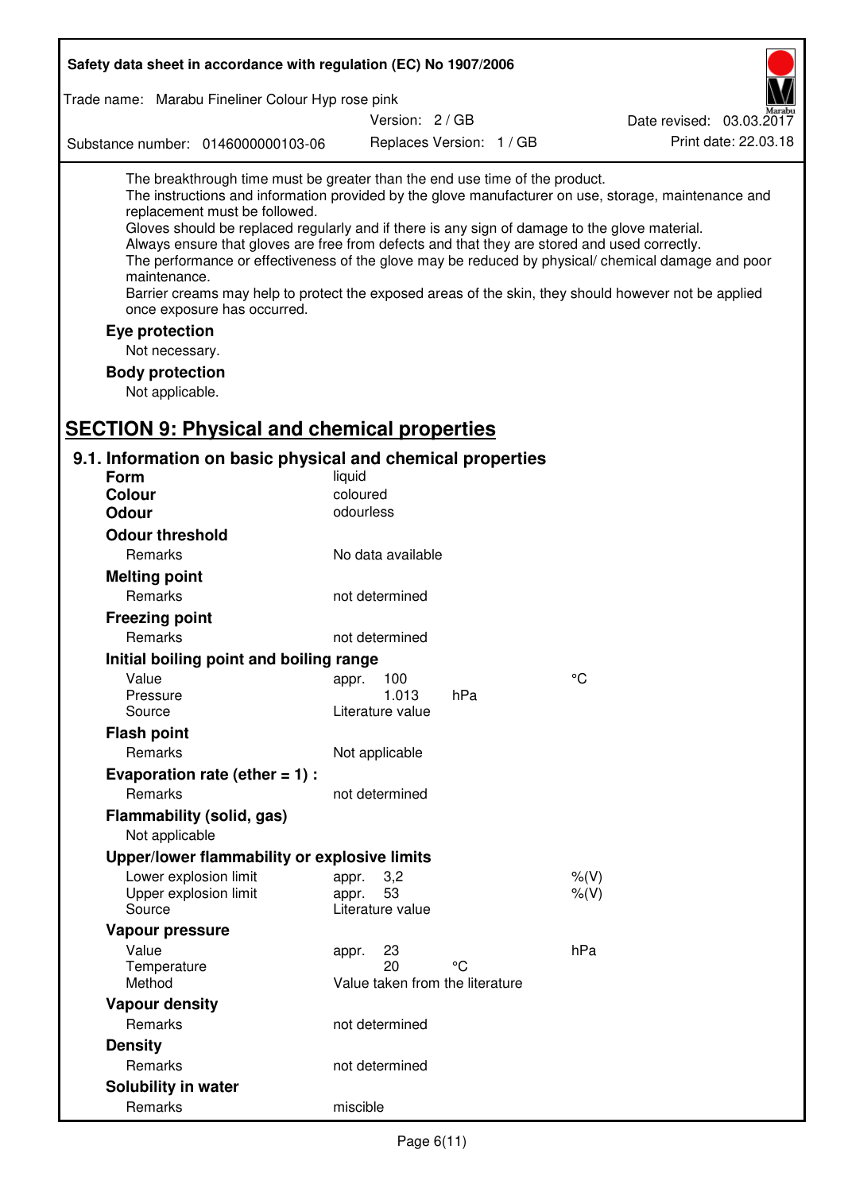The breakthrough time must be greater than the end use time of the product.
The instructions and information provided by the glove manufacturer on use, storage, maintenance and replacement must be followed.
Gloves should be replaced regularly and if there is any sign of damage to the glove material.
Always ensure that gloves are free from defects and that they are stored and used correctly.
The performance or effectiveness of the glove may be reduced by physical/ chemical damage and poor maintenance.
Barrier creams may help to protect the exposed areas of the skin, they should however not be applied once exposure has occurred.

**Eye protection**

Not necessary.

**Body protection**

Not applicable.

## SECTION 9: Physical and chemical properties

### 9.1. Information on basic physical and chemical properties

| | | | |
|---|---|---|---|
| **Form** | liquid | | |
| **Colour** | coloured | | |
| **Odour** | odourless | | |
| **Odour threshold** | | | |
| Remarks | No data available | | |
| **Melting point** | | | |
| Remarks | not determined | | |
| **Freezing point** | | | |
| Remarks | not determined | | |
| **Initial boiling point and boiling range** | | | |
| Value | appr. 100 | | °C |
| Pressure | 1.013 | hPa | |
| Source | Literature value | | |
| **Flash point** | | | |
| Remarks | Not applicable | | |
| **Evaporation rate (ether = 1) :** | | | |
| Remarks | not determined | | |
| **Flammability (solid, gas)** | | | |
| Not applicable | | | |
| **Upper/lower flammability or explosive limits** | | | |
| Lower explosion limit | appr. 3,2 | | %(V) |
| Upper explosion limit | appr. 53 | | %(V) |
| Source | Literature value | | |
| **Vapour pressure** | | | |
| Value | appr. 23 | | hPa |
| Temperature | 20 | °C | |
| Method | Value taken from the literature | | |
| **Vapour density** | | | |
| Remarks | not determined | | |
| **Density** | | | |
| Remarks | not determined | | |
| **Solubility in water** | | | |
| Remarks | miscible | | |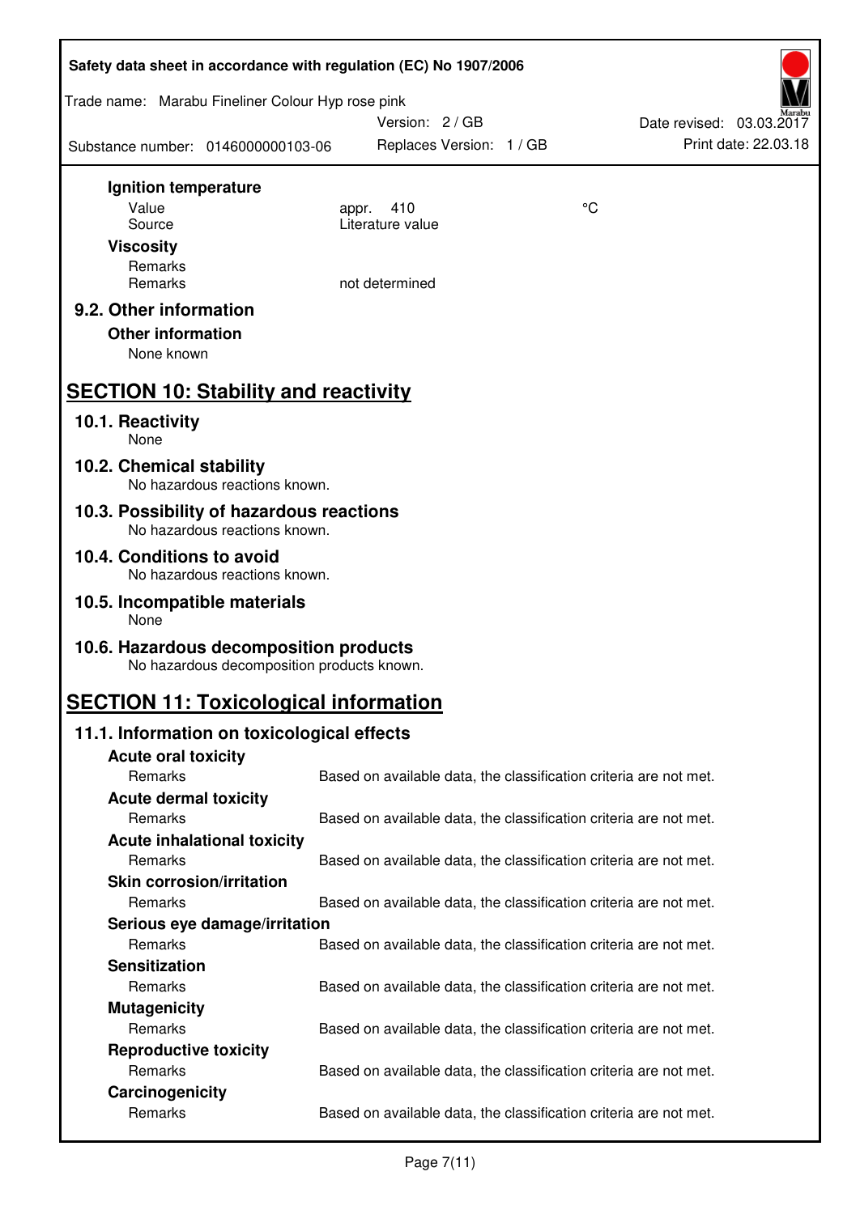**Ignition temperature**

| | | |
|---|---|---|
| Value | appr. 410 | °C |
| Source | Literature value | |

**Viscosity**

| | |
|---|---|
| Remarks | |
| Remarks | not determined |

## 9.2. Other information

**Other information**

None known

# SECTION 10: Stability and reactivity

## 10.1. Reactivity

None

## 10.2. Chemical stability

No hazardous reactions known.

## 10.3. Possibility of hazardous reactions

No hazardous reactions known.

## 10.4. Conditions to avoid

No hazardous reactions known.

## 10.5. Incompatible materials

None

## 10.6. Hazardous decomposition products

No hazardous decomposition products known.

# SECTION 11: Toxicological information

## 11.1. Information on toxicological effects

**Acute oral toxicity**

| | |
|---|---|
| Remarks | Based on available data, the classification criteria are not met. |

**Acute dermal toxicity**

| | |
|---|---|
| Remarks | Based on available data, the classification criteria are not met. |

**Acute inhalational toxicity**

| | |
|---|---|
| Remarks | Based on available data, the classification criteria are not met. |

**Skin corrosion/irritation**

| | |
|---|---|
| Remarks | Based on available data, the classification criteria are not met. |

**Serious eye damage/irritation**

| | |
|---|---|
| Remarks | Based on available data, the classification criteria are not met. |

**Sensitization**

| | |
|---|---|
| Remarks | Based on available data, the classification criteria are not met. |

**Mutagenicity**

| | |
|---|---|
| Remarks | Based on available data, the classification criteria are not met. |

**Reproductive toxicity**

| | |
|---|---|
| Remarks | Based on available data, the classification criteria are not met. |

**Carcinogenicity**

| | |
|---|---|
| Remarks | Based on available data, the classification criteria are not met. |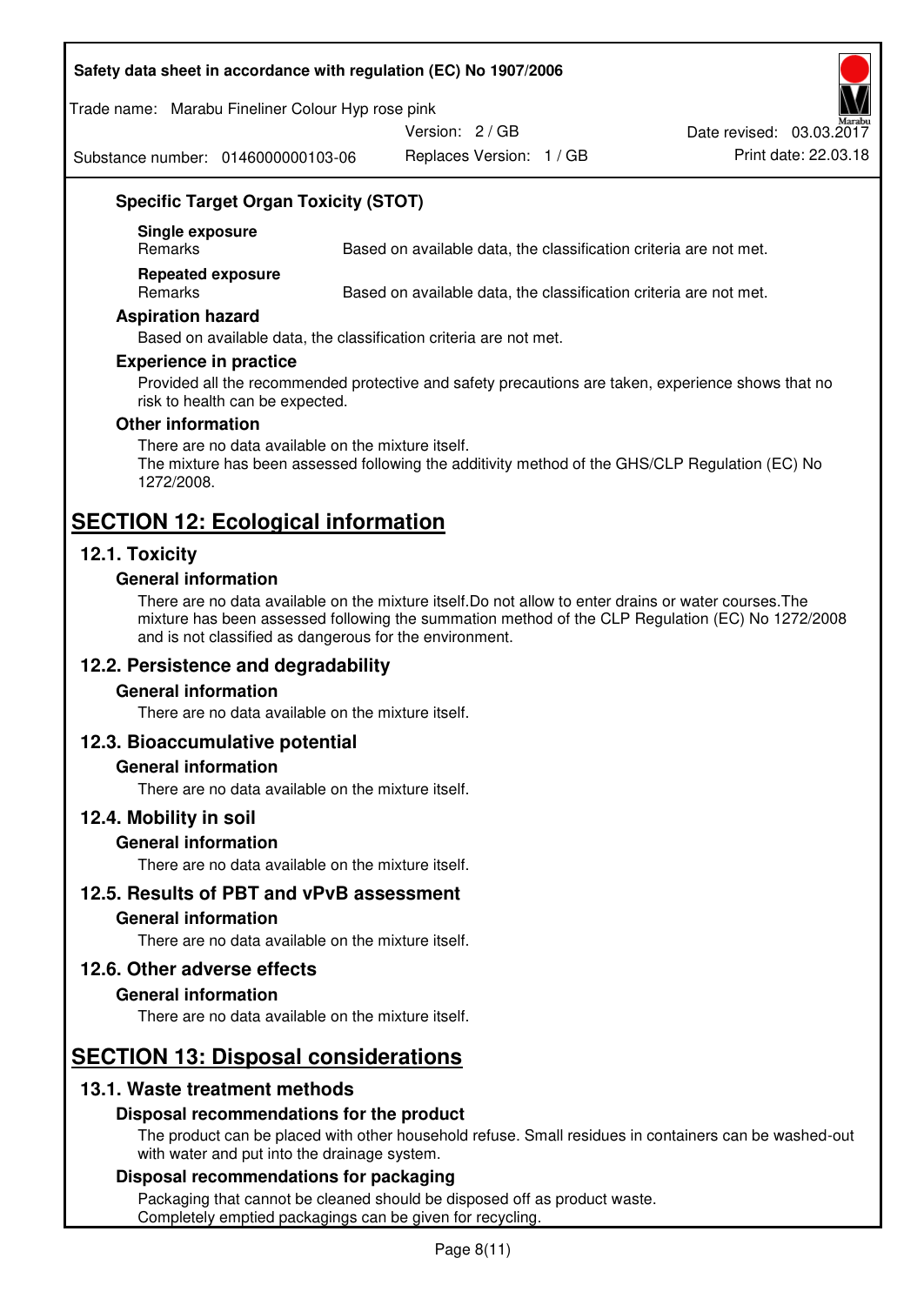### Specific Target Organ Toxicity (STOT)

**Single exposure**
Remarks — Based on available data, the classification criteria are not met.

**Repeated exposure**
Remarks — Based on available data, the classification criteria are not met.

### Aspiration hazard

Based on available data, the classification criteria are not met.

### Experience in practice

Provided all the recommended protective and safety precautions are taken, experience shows that no risk to health can be expected.

### Other information

There are no data available on the mixture itself.
The mixture has been assessed following the additivity method of the GHS/CLP Regulation (EC) No 1272/2008.

# SECTION 12: Ecological information

## 12.1. Toxicity

### General information

There are no data available on the mixture itself.Do not allow to enter drains or water courses.The mixture has been assessed following the summation method of the CLP Regulation (EC) No 1272/2008 and is not classified as dangerous for the environment.

## 12.2. Persistence and degradability

### General information

There are no data available on the mixture itself.

## 12.3. Bioaccumulative potential

### General information

There are no data available on the mixture itself.

## 12.4. Mobility in soil

### General information

There are no data available on the mixture itself.

## 12.5. Results of PBT and vPvB assessment

### General information

There are no data available on the mixture itself.

## 12.6. Other adverse effects

### General information

There are no data available on the mixture itself.

# SECTION 13: Disposal considerations

## 13.1. Waste treatment methods

### Disposal recommendations for the product

The product can be placed with other household refuse. Small residues in containers can be washed-out with water and put into the drainage system.

### Disposal recommendations for packaging

Packaging that cannot be cleaned should be disposed off as product waste.
Completely emptied packagings can be given for recycling.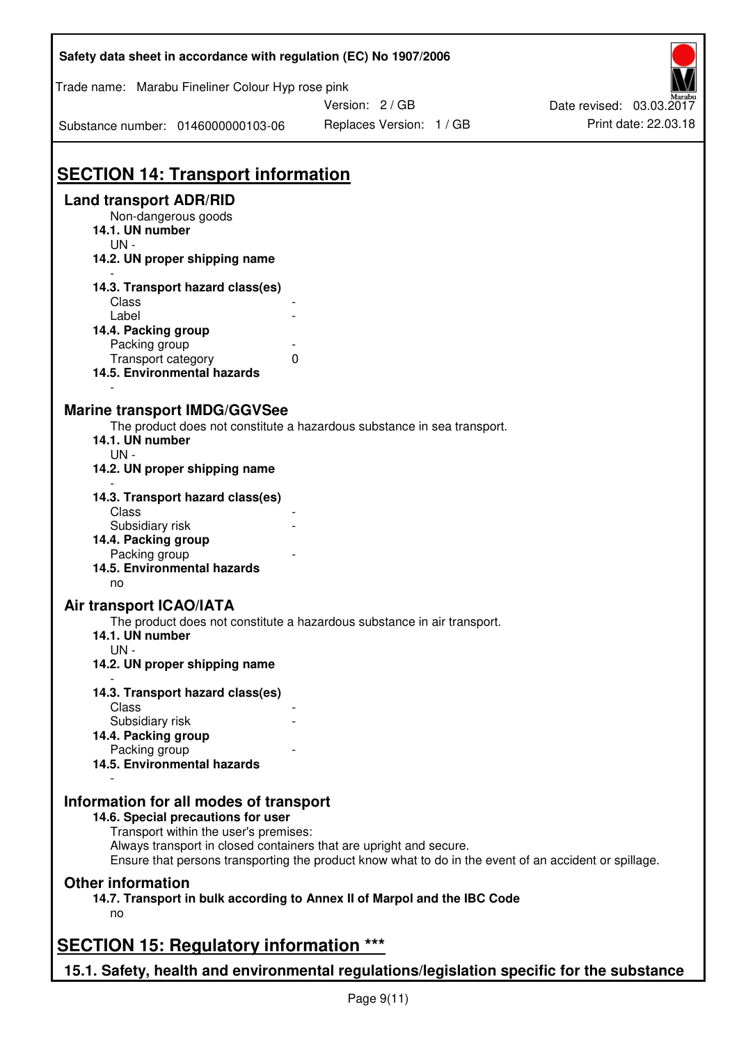## SECTION 14: Transport information

### Land transport ADR/RID

Non-dangerous goods

**14.1. UN number**

UN -

**14.2. UN proper shipping name**

-

**14.3. Transport hazard class(es)**

| | |
|---|---|
| Class | - |
| Label | - |

**14.4. Packing group**

| | |
|---|---|
| Packing group | - |
| Transport category | 0 |

**14.5. Environmental hazards**

-

### Marine transport IMDG/GGVSee

The product does not constitute a hazardous substance in sea transport.

**14.1. UN number**

UN -

**14.2. UN proper shipping name**

-

**14.3. Transport hazard class(es)**

| | |
|---|---|
| Class | - |
| Subsidiary risk | - |

**14.4. Packing group**

| | |
|---|---|
| Packing group | - |

**14.5. Environmental hazards**

no

### Air transport ICAO/IATA

The product does not constitute a hazardous substance in air transport.

**14.1. UN number**

UN -

**14.2. UN proper shipping name**

-

**14.3. Transport hazard class(es)**

| | |
|---|---|
| Class | - |
| Subsidiary risk | - |

**14.4. Packing group**

| | |
|---|---|
| Packing group | - |

**14.5. Environmental hazards**

-

### Information for all modes of transport

**14.6. Special precautions for user**

Transport within the user's premises:
Always transport in closed containers that are upright and secure.
Ensure that persons transporting the product know what to do in the event of an accident or spillage.

### Other information

**14.7. Transport in bulk according to Annex II of Marpol and the IBC Code**

no

## SECTION 15: Regulatory information ***

### 15.1. Safety, health and environmental regulations/legislation specific for the substance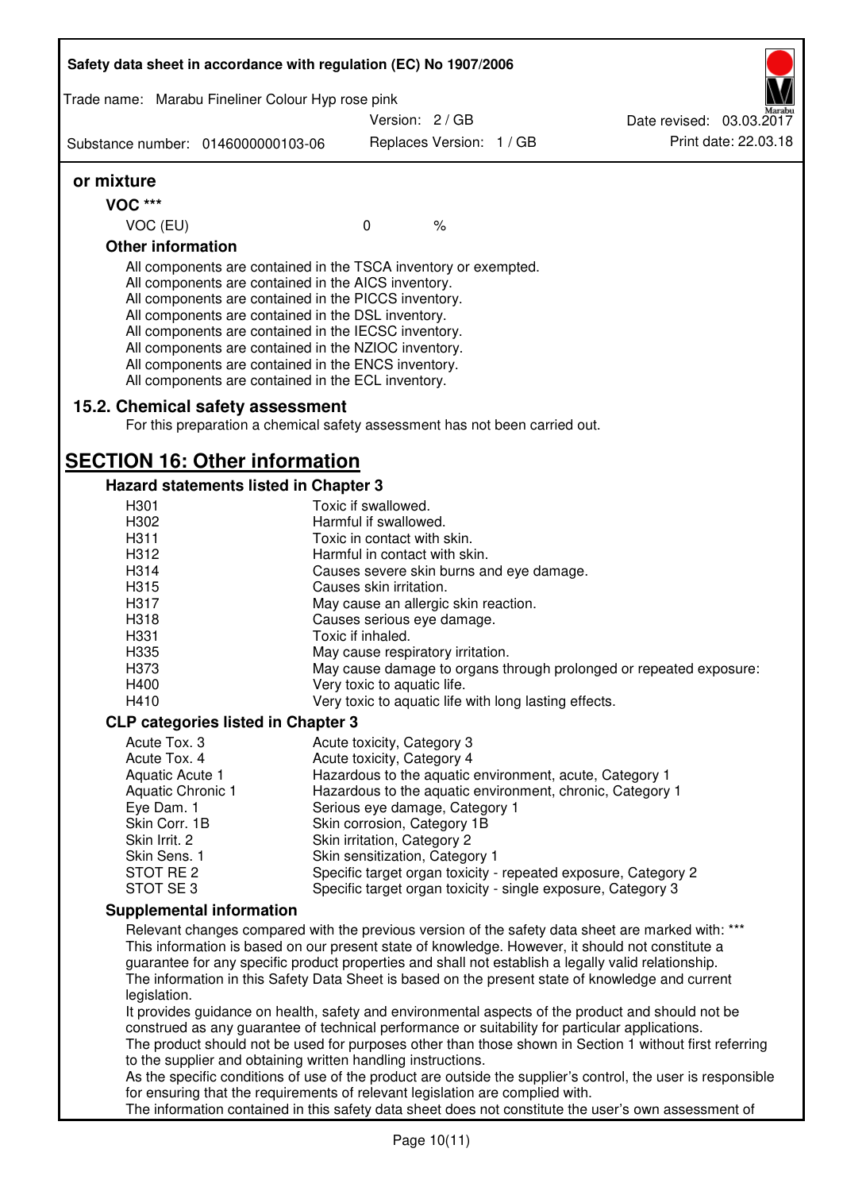**or mixture**

**VOC \*\*\***

| VOC (EU) | 0 | % |
|---|---|---|

**Other information**

All components are contained in the TSCA inventory or exempted.
All components are contained in the AICS inventory.
All components are contained in the PICCS inventory.
All components are contained in the DSL inventory.
All components are contained in the IECSC inventory.
All components are contained in the NZIOC inventory.
All components are contained in the ENCS inventory.
All components are contained in the ECL inventory.

### 15.2. Chemical safety assessment

For this preparation a chemical safety assessment has not been carried out.

## SECTION 16: Other information

### Hazard statements listed in Chapter 3

| | |
|---|---|
| H301 | Toxic if swallowed. |
| H302 | Harmful if swallowed. |
| H311 | Toxic in contact with skin. |
| H312 | Harmful in contact with skin. |
| H314 | Causes severe skin burns and eye damage. |
| H315 | Causes skin irritation. |
| H317 | May cause an allergic skin reaction. |
| H318 | Causes serious eye damage. |
| H331 | Toxic if inhaled. |
| H335 | May cause respiratory irritation. |
| H373 | May cause damage to organs through prolonged or repeated exposure: |
| H400 | Very toxic to aquatic life. |
| H410 | Very toxic to aquatic life with long lasting effects. |

### CLP categories listed in Chapter 3

| | |
|---|---|
| Acute Tox. 3 | Acute toxicity, Category 3 |
| Acute Tox. 4 | Acute toxicity, Category 4 |
| Aquatic Acute 1 | Hazardous to the aquatic environment, acute, Category 1 |
| Aquatic Chronic 1 | Hazardous to the aquatic environment, chronic, Category 1 |
| Eye Dam. 1 | Serious eye damage, Category 1 |
| Skin Corr. 1B | Skin corrosion, Category 1B |
| Skin Irrit. 2 | Skin irritation, Category 2 |
| Skin Sens. 1 | Skin sensitization, Category 1 |
| STOT RE 2 | Specific target organ toxicity - repeated exposure, Category 2 |
| STOT SE 3 | Specific target organ toxicity - single exposure, Category 3 |

### Supplemental information

Relevant changes compared with the previous version of the safety data sheet are marked with: \*\*\*
This information is based on our present state of knowledge. However, it should not constitute a guarantee for any specific product properties and shall not establish a legally valid relationship.
The information in this Safety Data Sheet is based on the present state of knowledge and current legislation.
It provides guidance on health, safety and environmental aspects of the product and should not be construed as any guarantee of technical performance or suitability for particular applications.
The product should not be used for purposes other than those shown in Section 1 without first referring to the supplier and obtaining written handling instructions.
As the specific conditions of use of the product are outside the supplier's control, the user is responsible for ensuring that the requirements of relevant legislation are complied with.
The information contained in this safety data sheet does not constitute the user's own assessment of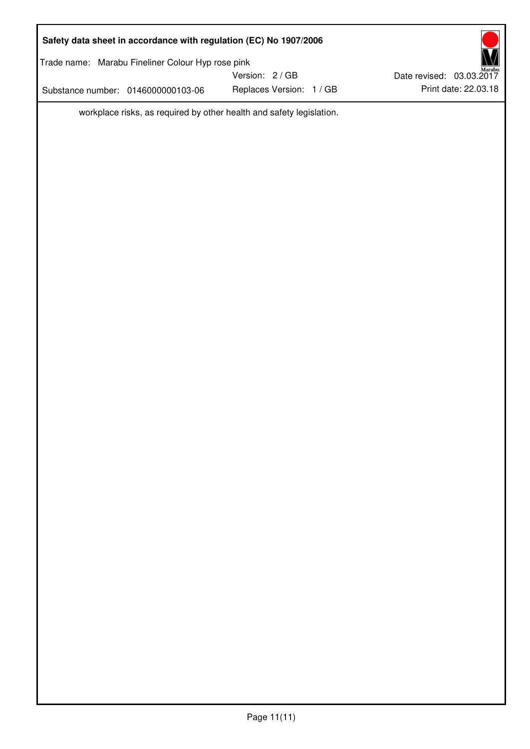workplace risks, as required by other health and safety legislation.